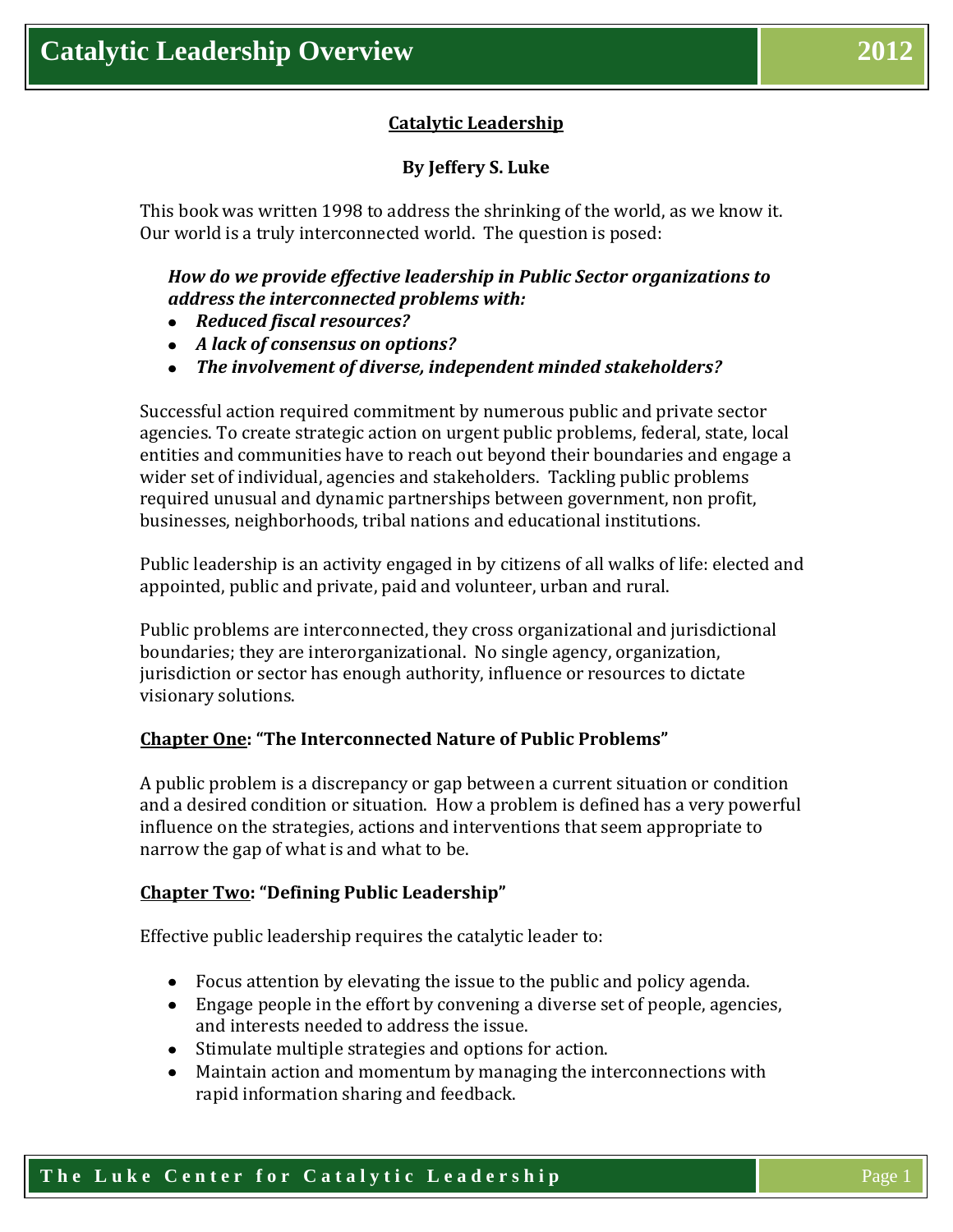# Catalytic Leadership

**By Jeffery S. Luke**

This book was written 1998 to address the shrinking of the world, as we know it. Our world is a truly interconnected world. The question is posed:

***How do we provide effective leadership in Public Sector organizations to address the interconnected problems with:***
- ***Reduced fiscal resources?***
- ***A lack of consensus on options?***
- ***The involvement of diverse, independent minded stakeholders?***

Successful action required commitment by numerous public and private sector agencies. To create strategic action on urgent public problems, federal, state, local entities and communities have to reach out beyond their boundaries and engage a wider set of individual, agencies and stakeholders. Tackling public problems required unusual and dynamic partnerships between government, non profit, businesses, neighborhoods, tribal nations and educational institutions.

Public leadership is an activity engaged in by citizens of all walks of life: elected and appointed, public and private, paid and volunteer, urban and rural.

Public problems are interconnected, they cross organizational and jurisdictional boundaries; they are interorganizational. No single agency, organization, jurisdiction or sector has enough authority, influence or resources to dictate visionary solutions.

## Chapter One: "The Interconnected Nature of Public Problems"

A public problem is a discrepancy or gap between a current situation or condition and a desired condition or situation. How a problem is defined has a very powerful influence on the strategies, actions and interventions that seem appropriate to narrow the gap of what is and what to be.

## Chapter Two: "Defining Public Leadership"

Effective public leadership requires the catalytic leader to:

- Focus attention by elevating the issue to the public and policy agenda.
- Engage people in the effort by convening a diverse set of people, agencies, and interests needed to address the issue.
- Stimulate multiple strategies and options for action.
- Maintain action and momentum by managing the interconnections with rapid information sharing and feedback.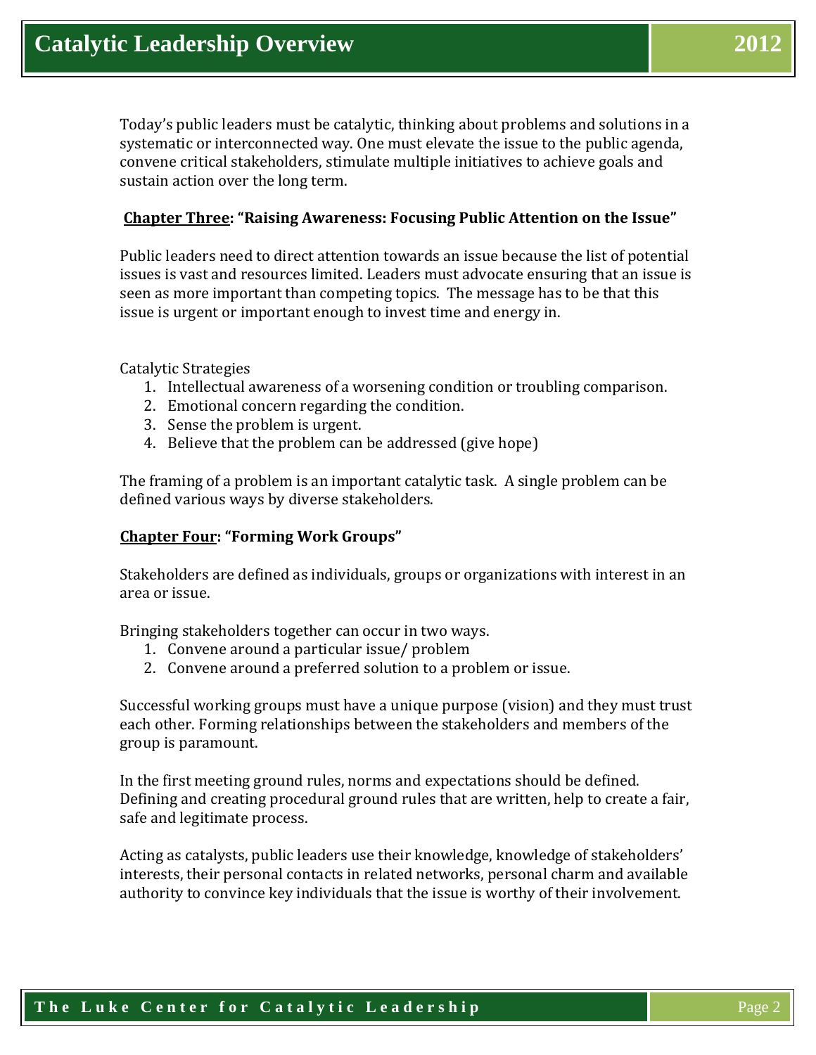Today's public leaders must be catalytic, thinking about problems and solutions in a systematic or interconnected way. One must elevate the issue to the public agenda, convene critical stakeholders, stimulate multiple initiatives to achieve goals and sustain action over the long term.

## <u>Chapter Three</u>: "Raising Awareness: Focusing Public Attention on the Issue"

Public leaders need to direct attention towards an issue because the list of potential issues is vast and resources limited. Leaders must advocate ensuring that an issue is seen as more important than competing topics. The message has to be that this issue is urgent or important enough to invest time and energy in.

Catalytic Strategies

1. Intellectual awareness of a worsening condition or troubling comparison.
2. Emotional concern regarding the condition.
3. Sense the problem is urgent.
4. Believe that the problem can be addressed (give hope)

The framing of a problem is an important catalytic task. A single problem can be defined various ways by diverse stakeholders.

## <u>Chapter Four</u>: "Forming Work Groups"

Stakeholders are defined as individuals, groups or organizations with interest in an area or issue.

Bringing stakeholders together can occur in two ways.

1. Convene around a particular issue/ problem
2. Convene around a preferred solution to a problem or issue.

Successful working groups must have a unique purpose (vision) and they must trust each other. Forming relationships between the stakeholders and members of the group is paramount.

In the first meeting ground rules, norms and expectations should be defined. Defining and creating procedural ground rules that are written, help to create a fair, safe and legitimate process.

Acting as catalysts, public leaders use their knowledge, knowledge of stakeholders' interests, their personal contacts in related networks, personal charm and available authority to convince key individuals that the issue is worthy of their involvement.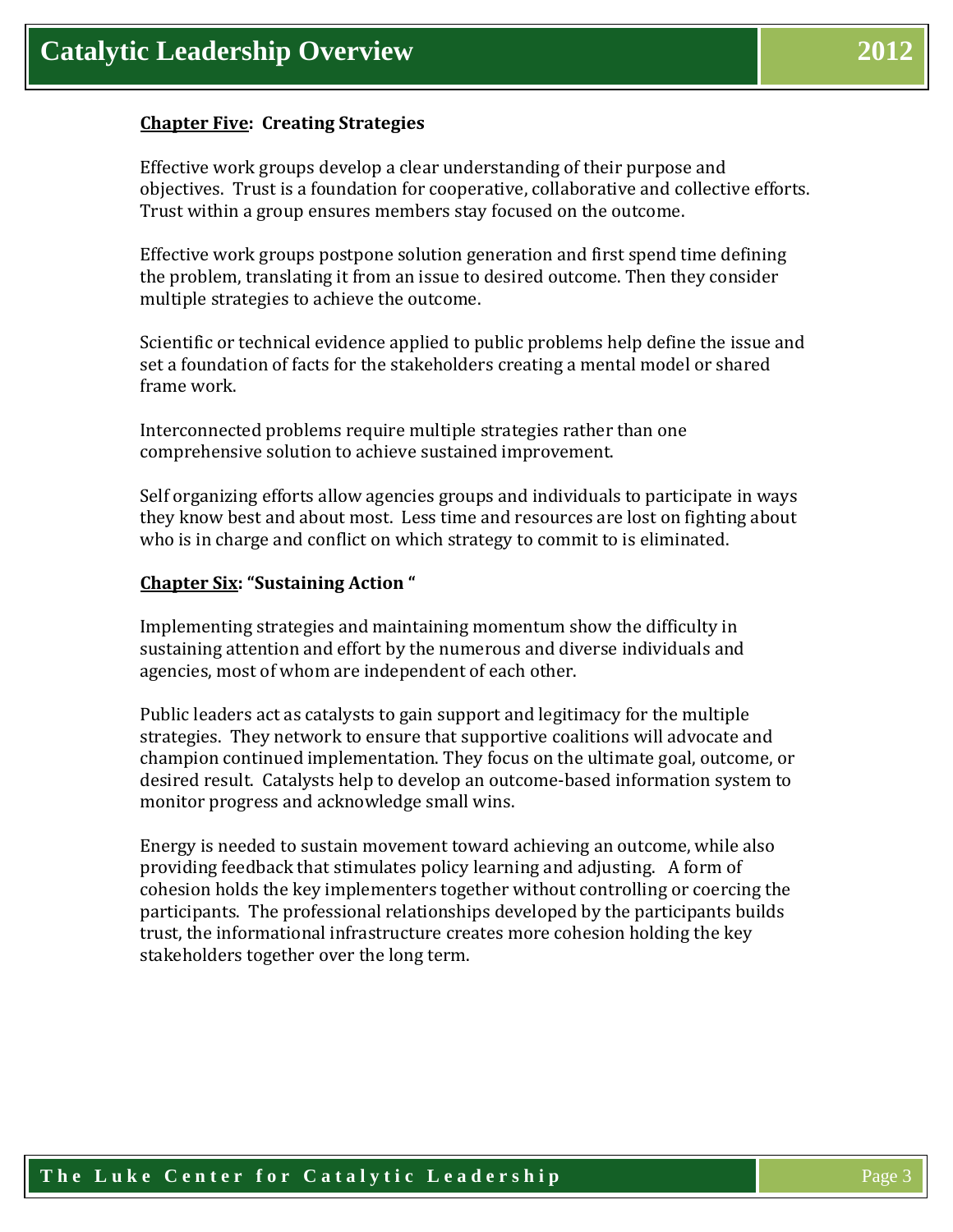**<u>Chapter Five</u>: Creating Strategies**

Effective work groups develop a clear understanding of their purpose and objectives. Trust is a foundation for cooperative, collaborative and collective efforts. Trust within a group ensures members stay focused on the outcome.

Effective work groups postpone solution generation and first spend time defining the problem, translating it from an issue to desired outcome. Then they consider multiple strategies to achieve the outcome.

Scientific or technical evidence applied to public problems help define the issue and set a foundation of facts for the stakeholders creating a mental model or shared frame work.

Interconnected problems require multiple strategies rather than one comprehensive solution to achieve sustained improvement.

Self organizing efforts allow agencies groups and individuals to participate in ways they know best and about most. Less time and resources are lost on fighting about who is in charge and conflict on which strategy to commit to is eliminated.

**<u>Chapter Six</u>: "Sustaining Action "**

Implementing strategies and maintaining momentum show the difficulty in sustaining attention and effort by the numerous and diverse individuals and agencies, most of whom are independent of each other.

Public leaders act as catalysts to gain support and legitimacy for the multiple strategies. They network to ensure that supportive coalitions will advocate and champion continued implementation. They focus on the ultimate goal, outcome, or desired result. Catalysts help to develop an outcome-based information system to monitor progress and acknowledge small wins.

Energy is needed to sustain movement toward achieving an outcome, while also providing feedback that stimulates policy learning and adjusting. A form of cohesion holds the key implementers together without controlling or coercing the participants. The professional relationships developed by the participants builds trust, the informational infrastructure creates more cohesion holding the key stakeholders together over the long term.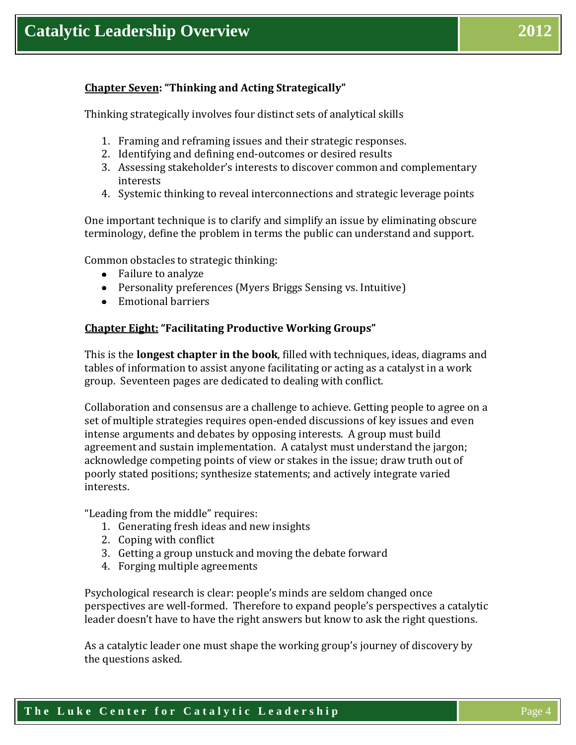**<u>Chapter Seven</u>: "Thinking and Acting Strategically"**

Thinking strategically involves four distinct sets of analytical skills

1. Framing and reframing issues and their strategic responses.
2. Identifying and defining end-outcomes or desired results
3. Assessing stakeholder's interests to discover common and complementary interests
4. Systemic thinking to reveal interconnections and strategic leverage points

One important technique is to clarify and simplify an issue by eliminating obscure terminology, define the problem in terms the public can understand and support.

Common obstacles to strategic thinking:

- Failure to analyze
- Personality preferences (Myers Briggs Sensing vs. Intuitive)
- Emotional barriers

**<u>Chapter Eight:</u> "Facilitating Productive Working Groups"**

This is the **longest chapter in the book**, filled with techniques, ideas, diagrams and tables of information to assist anyone facilitating or acting as a catalyst in a work group. Seventeen pages are dedicated to dealing with conflict.

Collaboration and consensus are a challenge to achieve. Getting people to agree on a set of multiple strategies requires open-ended discussions of key issues and even intense arguments and debates by opposing interests. A group must build agreement and sustain implementation. A catalyst must understand the jargon; acknowledge competing points of view or stakes in the issue; draw truth out of poorly stated positions; synthesize statements; and actively integrate varied interests.

"Leading from the middle" requires:

1. Generating fresh ideas and new insights
2. Coping with conflict
3. Getting a group unstuck and moving the debate forward
4. Forging multiple agreements

Psychological research is clear: people's minds are seldom changed once perspectives are well-formed. Therefore to expand people's perspectives a catalytic leader doesn't have to have the right answers but know to ask the right questions.

As a catalytic leader one must shape the working group's journey of discovery by the questions asked.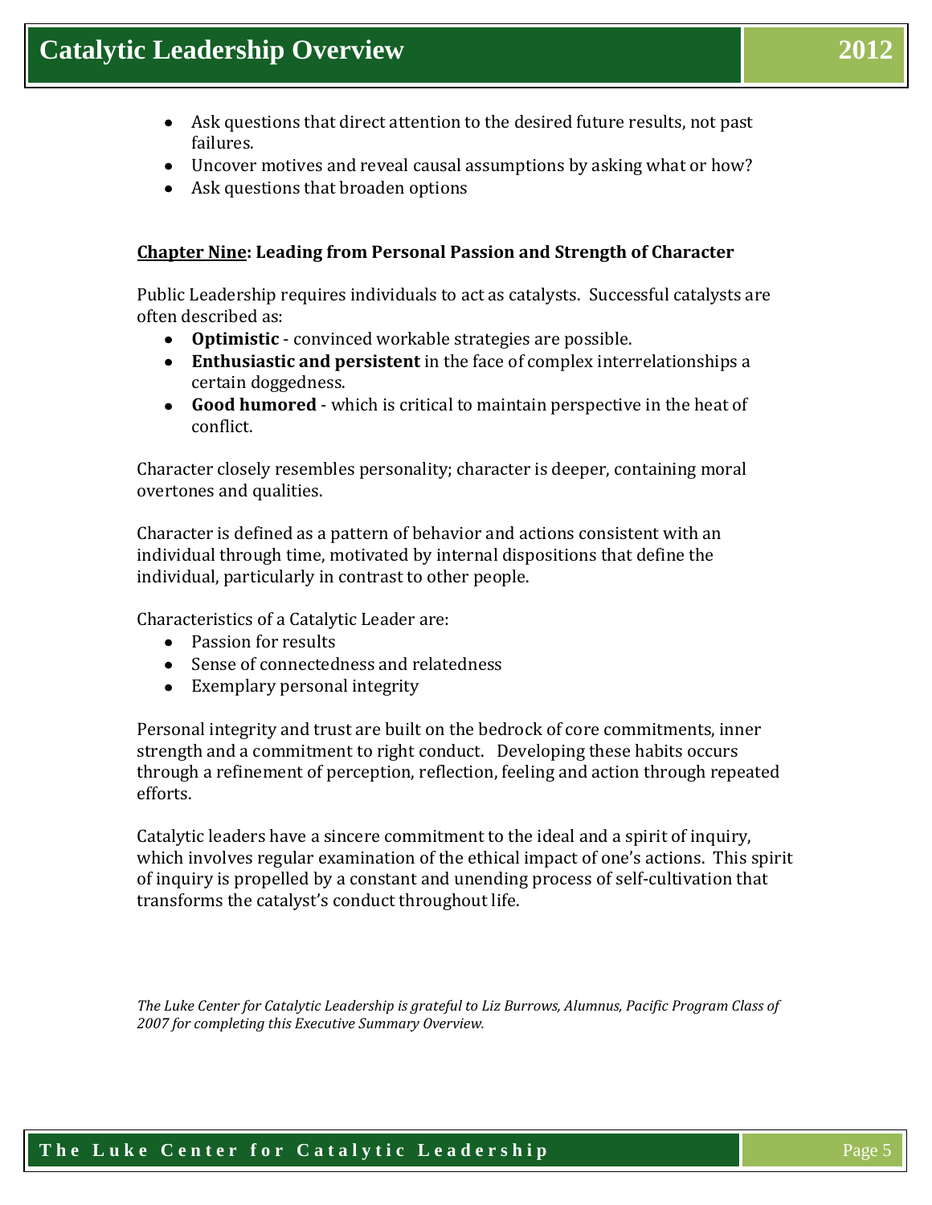- Ask questions that direct attention to the desired future results, not past failures.
- Uncover motives and reveal causal assumptions by asking what or how?
- Ask questions that broaden options

## <u>Chapter Nine</u>: Leading from Personal Passion and Strength of Character

Public Leadership requires individuals to act as catalysts. Successful catalysts are often described as:

- **Optimistic** - convinced workable strategies are possible.
- **Enthusiastic and persistent** in the face of complex interrelationships a certain doggedness.
- **Good humored** - which is critical to maintain perspective in the heat of conflict.

Character closely resembles personality; character is deeper, containing moral overtones and qualities.

Character is defined as a pattern of behavior and actions consistent with an individual through time, motivated by internal dispositions that define the individual, particularly in contrast to other people.

Characteristics of a Catalytic Leader are:

- Passion for results
- Sense of connectedness and relatedness
- Exemplary personal integrity

Personal integrity and trust are built on the bedrock of core commitments, inner strength and a commitment to right conduct. Developing these habits occurs through a refinement of perception, reflection, feeling and action through repeated efforts.

Catalytic leaders have a sincere commitment to the ideal and a spirit of inquiry, which involves regular examination of the ethical impact of one's actions. This spirit of inquiry is propelled by a constant and unending process of self-cultivation that transforms the catalyst's conduct throughout life.

*The Luke Center for Catalytic Leadership is grateful to Liz Burrows, Alumnus, Pacific Program Class of 2007 for completing this Executive Summary Overview.*